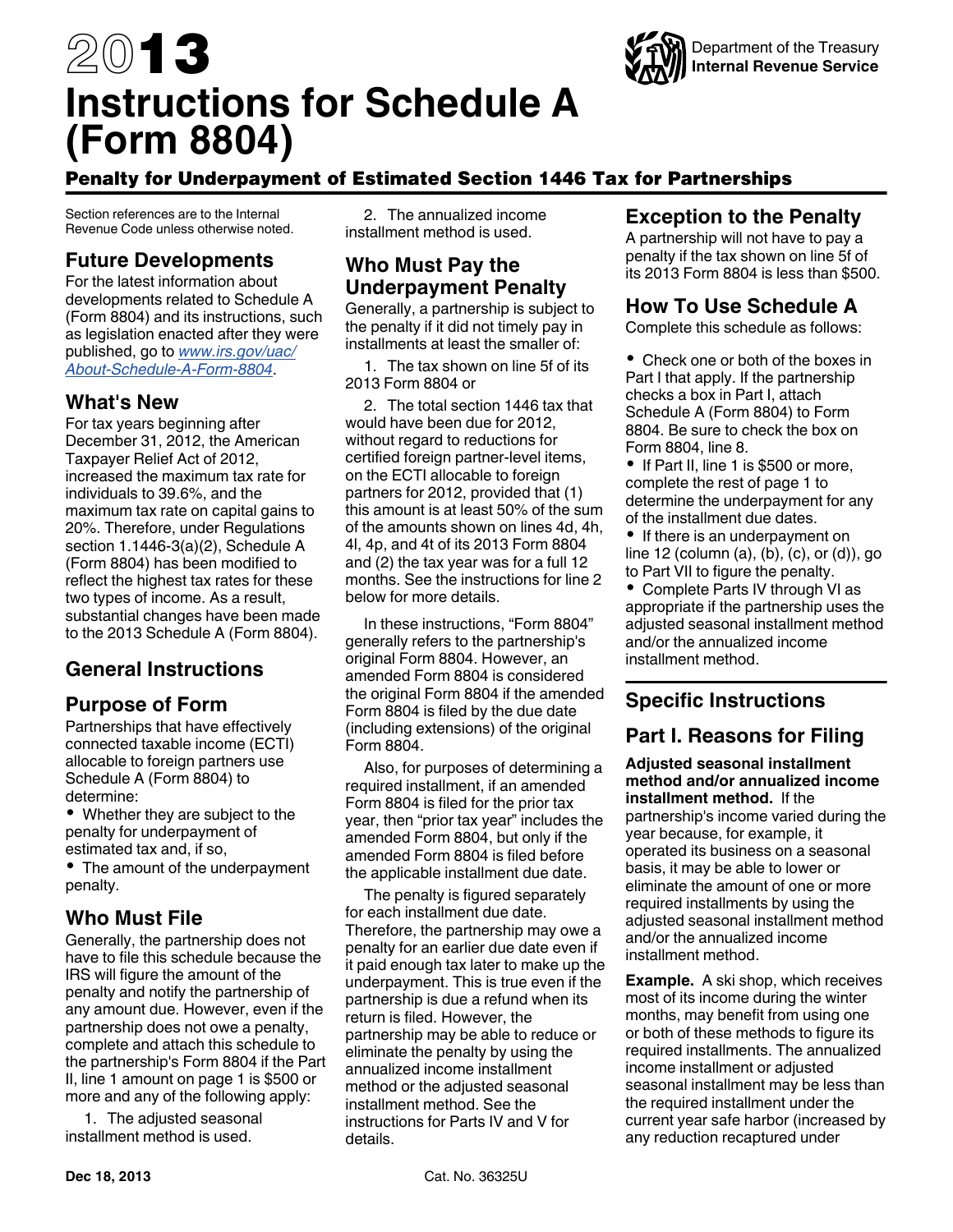# 2013 Instructions for Schedule A (Form 8804)

Department of the Treasury
Internal Revenue Service

## Penalty for Underpayment of Estimated Section 1446 Tax for Partnerships

Section references are to the Internal Revenue Code unless otherwise noted.

## Future Developments

For the latest information about developments related to Schedule A (Form 8804) and its instructions, such as legislation enacted after they were published, go to *www.irs.gov/uac/About-Schedule-A-Form-8804*.

## What's New

For tax years beginning after December 31, 2012, the American Taxpayer Relief Act of 2012, increased the maximum tax rate for individuals to 39.6%, and the maximum tax rate on capital gains to 20%. Therefore, under Regulations section 1.1446-3(a)(2), Schedule A (Form 8804) has been modified to reflect the highest tax rates for these two types of income. As a result, substantial changes have been made to the 2013 Schedule A (Form 8804).

## General Instructions

## Purpose of Form

Partnerships that have effectively connected taxable income (ECTI) allocable to foreign partners use Schedule A (Form 8804) to determine:

- Whether they are subject to the penalty for underpayment of estimated tax and, if so,
- The amount of the underpayment penalty.

## Who Must File

Generally, the partnership does not have to file this schedule because the IRS will figure the amount of the penalty and notify the partnership of any amount due. However, even if the partnership does not owe a penalty, complete and attach this schedule to the partnership's Form 8804 if the Part II, line 1 amount on page 1 is $500 or more and any of the following apply:

1. The adjusted seasonal installment method is used.
2. The annualized income installment method is used.

## Who Must Pay the Underpayment Penalty

Generally, a partnership is subject to the penalty if it did not timely pay in installments at least the smaller of:

1. The tax shown on line 5f of its 2013 Form 8804 or
2. The total section 1446 tax that would have been due for 2012, without regard to reductions for certified foreign partner-level items, on the ECTI allocable to foreign partners for 2012, provided that (1) this amount is at least 50% of the sum of the amounts shown on lines 4d, 4h, 4l, 4p, and 4t of its 2013 Form 8804 and (2) the tax year was for a full 12 months. See the instructions for line 2 below for more details.

In these instructions, “Form 8804” generally refers to the partnership's original Form 8804. However, an amended Form 8804 is considered the original Form 8804 if the amended Form 8804 is filed by the due date (including extensions) of the original Form 8804.

Also, for purposes of determining a required installment, if an amended Form 8804 is filed for the prior tax year, then “prior tax year” includes the amended Form 8804, but only if the amended Form 8804 is filed before the applicable installment due date.

The penalty is figured separately for each installment due date. Therefore, the partnership may owe a penalty for an earlier due date even if it paid enough tax later to make up the underpayment. This is true even if the partnership is due a refund when its return is filed. However, the partnership may be able to reduce or eliminate the penalty by using the annualized income installment method or the adjusted seasonal installment method. See the instructions for Parts IV and V for details.

## Exception to the Penalty

A partnership will not have to pay a penalty if the tax shown on line 5f of its 2013 Form 8804 is less than $500.

## How To Use Schedule A

Complete this schedule as follows:

- Check one or both of the boxes in Part I that apply. If the partnership checks a box in Part I, attach Schedule A (Form 8804) to Form 8804. Be sure to check the box on Form 8804, line 8.
- If Part II, line 1 is $500 or more, complete the rest of page 1 to determine the underpayment for any of the installment due dates.
- If there is an underpayment on line 12 (column (a), (b), (c), or (d)), go to Part VII to figure the penalty.
- Complete Parts IV through VI as appropriate if the partnership uses the adjusted seasonal installment method and/or the annualized income installment method.

## Specific Instructions

## Part I. Reasons for Filing

**Adjusted seasonal installment method and/or annualized income installment method.** If the partnership's income varied during the year because, for example, it operated its business on a seasonal basis, it may be able to lower or eliminate the amount of one or more required installments by using the adjusted seasonal installment method and/or the annualized income installment method.

**Example.** A ski shop, which receives most of its income during the winter months, may benefit from using one or both of these methods to figure its required installments. The annualized income installment or adjusted seasonal installment may be less than the required installment under the current year safe harbor (increased by any reduction recaptured under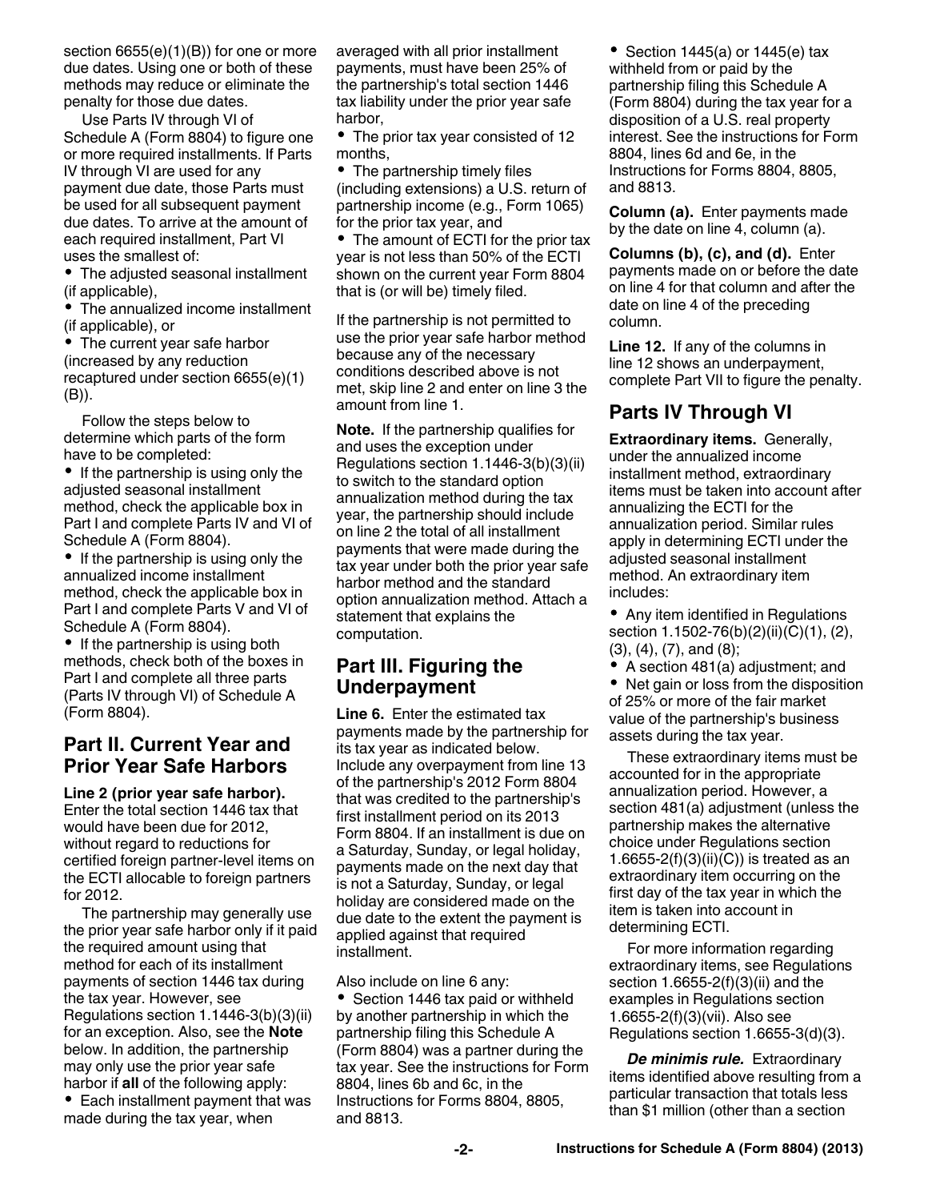section 6655(e)(1)(B)) for one or more due dates. Using one or both of these methods may reduce or eliminate the penalty for those due dates.

Use Parts IV through VI of Schedule A (Form 8804) to figure one or more required installments. If Parts IV through VI are used for any payment due date, those Parts must be used for all subsequent payment due dates. To arrive at the amount of each required installment, Part VI uses the smallest of:

- The adjusted seasonal installment (if applicable),
- The annualized income installment (if applicable), or
- The current year safe harbor (increased by any reduction recaptured under section 6655(e)(1)(B)).

Follow the steps below to determine which parts of the form have to be completed:

- If the partnership is using only the adjusted seasonal installment method, check the applicable box in Part I and complete Parts IV and VI of Schedule A (Form 8804).
- If the partnership is using only the annualized income installment method, check the applicable box in Part I and complete Parts V and VI of Schedule A (Form 8804).
- If the partnership is using both methods, check both of the boxes in Part I and complete all three parts (Parts IV through VI) of Schedule A (Form 8804).

## Part II. Current Year and Prior Year Safe Harbors

**Line 2 (prior year safe harbor).** Enter the total section 1446 tax that would have been due for 2012, without regard to reductions for certified foreign partner-level items on the ECTI allocable to foreign partners for 2012.

The partnership may generally use the prior year safe harbor only if it paid the required amount using that method for each of its installment payments of section 1446 tax during the tax year. However, see Regulations section 1.1446-3(b)(3)(ii) for an exception. Also, see the **Note** below. In addition, the partnership may only use the prior year safe harbor if **all** of the following apply:

- Each installment payment that was made during the tax year, when averaged with all prior installment payments, must have been 25% of the partnership's total section 1446 tax liability under the prior year safe harbor,
- The prior tax year consisted of 12 months,
- The partnership timely files (including extensions) a U.S. return of partnership income (e.g., Form 1065) for the prior tax year, and
- The amount of ECTI for the prior tax year is not less than 50% of the ECTI shown on the current year Form 8804 that is (or will be) timely filed.

If the partnership is not permitted to use the prior year safe harbor method because any of the necessary conditions described above is not met, skip line 2 and enter on line 3 the amount from line 1.

**Note.** If the partnership qualifies for and uses the exception under Regulations section 1.1446-3(b)(3)(ii) to switch to the standard option annualization method during the tax year, the partnership should include on line 2 the total of all installment payments that were made during the tax year under both the prior year safe harbor method and the standard option annualization method. Attach a statement that explains the computation.

## Part III. Figuring the Underpayment

**Line 6.** Enter the estimated tax payments made by the partnership for its tax year as indicated below. Include any overpayment from line 13 of the partnership's 2012 Form 8804 that was credited to the partnership's first installment period on its 2013 Form 8804. If an installment is due on a Saturday, Sunday, or legal holiday, payments made on the next day that is not a Saturday, Sunday, or legal holiday are considered made on the due date to the extent the payment is applied against that required installment.

Also include on line 6 any:

- Section 1446 tax paid or withheld by another partnership in which the partnership filing this Schedule A (Form 8804) was a partner during the tax year. See the instructions for Form 8804, lines 6b and 6c, in the Instructions for Forms 8804, 8805, and 8813.
- Section 1445(a) or 1445(e) tax withheld from or paid by the partnership filing this Schedule A (Form 8804) during the tax year for a disposition of a U.S. real property interest. See the instructions for Form 8804, lines 6d and 6e, in the Instructions for Forms 8804, 8805, and 8813.

**Column (a).** Enter payments made by the date on line 4, column (a).

**Columns (b), (c), and (d).** Enter payments made on or before the date on line 4 for that column and after the date on line 4 of the preceding column.

**Line 12.** If any of the columns in line 12 shows an underpayment, complete Part VII to figure the penalty.

## Parts IV Through VI

**Extraordinary items.** Generally, under the annualized income installment method, extraordinary items must be taken into account after annualizing the ECTI for the annualization period. Similar rules apply in determining ECTI under the adjusted seasonal installment method. An extraordinary item includes:

- Any item identified in Regulations section 1.1502-76(b)(2)(ii)(C)(1), (2), (3), (4), (7), and (8);
- A section 481(a) adjustment; and
- Net gain or loss from the disposition of 25% or more of the fair market value of the partnership's business assets during the tax year.

These extraordinary items must be accounted for in the appropriate annualization period. However, a section 481(a) adjustment (unless the partnership makes the alternative choice under Regulations section 1.6655-2(f)(3)(ii)(C)) is treated as an extraordinary item occurring on the first day of the tax year in which the item is taken into account in determining ECTI.

For more information regarding extraordinary items, see Regulations section 1.6655-2(f)(3)(ii) and the examples in Regulations section 1.6655-2(f)(3)(vii). Also see Regulations section 1.6655-3(d)(3).

***De minimis rule.*** Extraordinary items identified above resulting from a particular transaction that totals less than $1 million (other than a section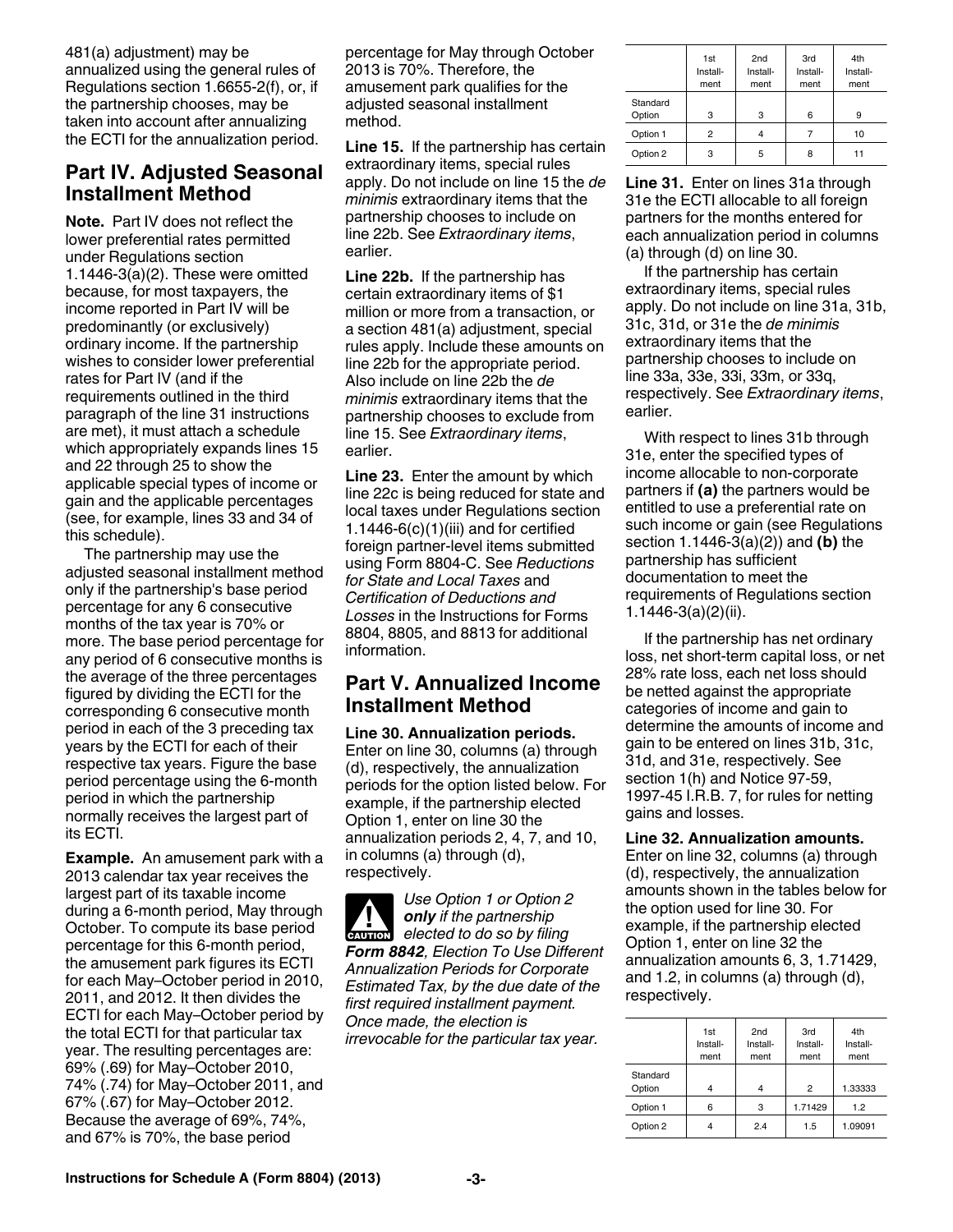481(a) adjustment) may be annualized using the general rules of Regulations section 1.6655-2(f), or, if the partnership chooses, may be taken into account after annualizing the ECTI for the annualization period.

## Part IV. Adjusted Seasonal Installment Method

**Note.** Part IV does not reflect the lower preferential rates permitted under Regulations section 1.1446-3(a)(2). These were omitted because, for most taxpayers, the income reported in Part IV will be predominantly (or exclusively) ordinary income. If the partnership wishes to consider lower preferential rates for Part IV (and if the requirements outlined in the third paragraph of the line 31 instructions are met), it must attach a schedule which appropriately expands lines 15 and 22 through 25 to show the applicable special types of income or gain and the applicable percentages (see, for example, lines 33 and 34 of this schedule).

The partnership may use the adjusted seasonal installment method only if the partnership's base period percentage for any 6 consecutive months of the tax year is 70% or more. The base period percentage for any period of 6 consecutive months is the average of the three percentages figured by dividing the ECTI for the corresponding 6 consecutive month period in each of the 3 preceding tax years by the ECTI for each of their respective tax years. Figure the base period percentage using the 6-month period in which the partnership normally receives the largest part of its ECTI.

**Example.** An amusement park with a 2013 calendar tax year receives the largest part of its taxable income during a 6-month period, May through October. To compute its base period percentage for this 6-month period, the amusement park figures its ECTI for each May–October period in 2010, 2011, and 2012. It then divides the ECTI for each May–October period by the total ECTI for that particular tax year. The resulting percentages are: 69% (.69) for May–October 2010, 74% (.74) for May–October 2011, and 67% (.67) for May–October 2012. Because the average of 69%, 74%, and 67% is 70%, the base period percentage for May through October 2013 is 70%. Therefore, the amusement park qualifies for the adjusted seasonal installment method.

**Line 15.** If the partnership has certain extraordinary items, special rules apply. Do not include on line 15 the *de minimis* extraordinary items that the partnership chooses to include on line 22b. See *Extraordinary items*, earlier.

**Line 22b.** If the partnership has certain extraordinary items of $1 million or more from a transaction, or a section 481(a) adjustment, special rules apply. Include these amounts on line 22b for the appropriate period. Also include on line 22b the *de minimis* extraordinary items that the partnership chooses to exclude from line 15. See *Extraordinary items*, earlier.

**Line 23.** Enter the amount by which line 22c is being reduced for state and local taxes under Regulations section 1.1446-6(c)(1)(iii) and for certified foreign partner-level items submitted using Form 8804-C. See *Reductions for State and Local Taxes* and *Certification of Deductions and Losses* in the Instructions for Forms 8804, 8805, and 8813 for additional information.

## Part V. Annualized Income Installment Method

**Line 30. Annualization periods.** Enter on line 30, columns (a) through (d), respectively, the annualization periods for the option listed below. For example, if the partnership elected Option 1, enter on line 30 the annualization periods 2, 4, 7, and 10, in columns (a) through (d), respectively.

**CAUTION** *Use Option 1 or Option 2* ***only*** *if the partnership elected to do so by filing* ***Form 8842****, Election To Use Different Annualization Periods for Corporate Estimated Tax, by the due date of the first required installment payment. Once made, the election is irrevocable for the particular tax year.*

| | 1st Install-ment | 2nd Install-ment | 3rd Install-ment | 4th Install-ment |
|---|---|---|---|---|
| Standard Option | 3 | 3 | 6 | 9 |
| Option 1 | 2 | 4 | 7 | 10 |
| Option 2 | 3 | 5 | 8 | 11 |

**Line 31.** Enter on lines 31a through 31e the ECTI allocable to all foreign partners for the months entered for each annualization period in columns (a) through (d) on line 30.

If the partnership has certain extraordinary items, special rules apply. Do not include on line 31a, 31b, 31c, 31d, or 31e the *de minimis* extraordinary items that the partnership chooses to include on line 33a, 33e, 33i, 33m, or 33q, respectively. See *Extraordinary items*, earlier.

With respect to lines 31b through 31e, enter the specified types of income allocable to non-corporate partners if **(a)** the partners would be entitled to use a preferential rate on such income or gain (see Regulations section 1.1446-3(a)(2)) and **(b)** the partnership has sufficient documentation to meet the requirements of Regulations section 1.1446-3(a)(2)(ii).

If the partnership has net ordinary loss, net short-term capital loss, or net 28% rate loss, each net loss should be netted against the appropriate categories of income and gain to determine the amounts of income and gain to be entered on lines 31b, 31c, 31d, and 31e, respectively. See section 1(h) and Notice 97-59, 1997-45 I.R.B. 7, for rules for netting gains and losses.

**Line 32. Annualization amounts.** Enter on line 32, columns (a) through (d), respectively, the annualization amounts shown in the tables below for the option used for line 30. For example, if the partnership elected Option 1, enter on line 32 the annualization amounts 6, 3, 1.71429, and 1.2, in columns (a) through (d), respectively.

| | 1st Install-ment | 2nd Install-ment | 3rd Install-ment | 4th Install-ment |
|---|---|---|---|---|
| Standard Option | 4 | 4 | 2 | 1.33333 |
| Option 1 | 6 | 3 | 1.71429 | 1.2 |
| Option 2 | 4 | 2.4 | 1.5 | 1.09091 |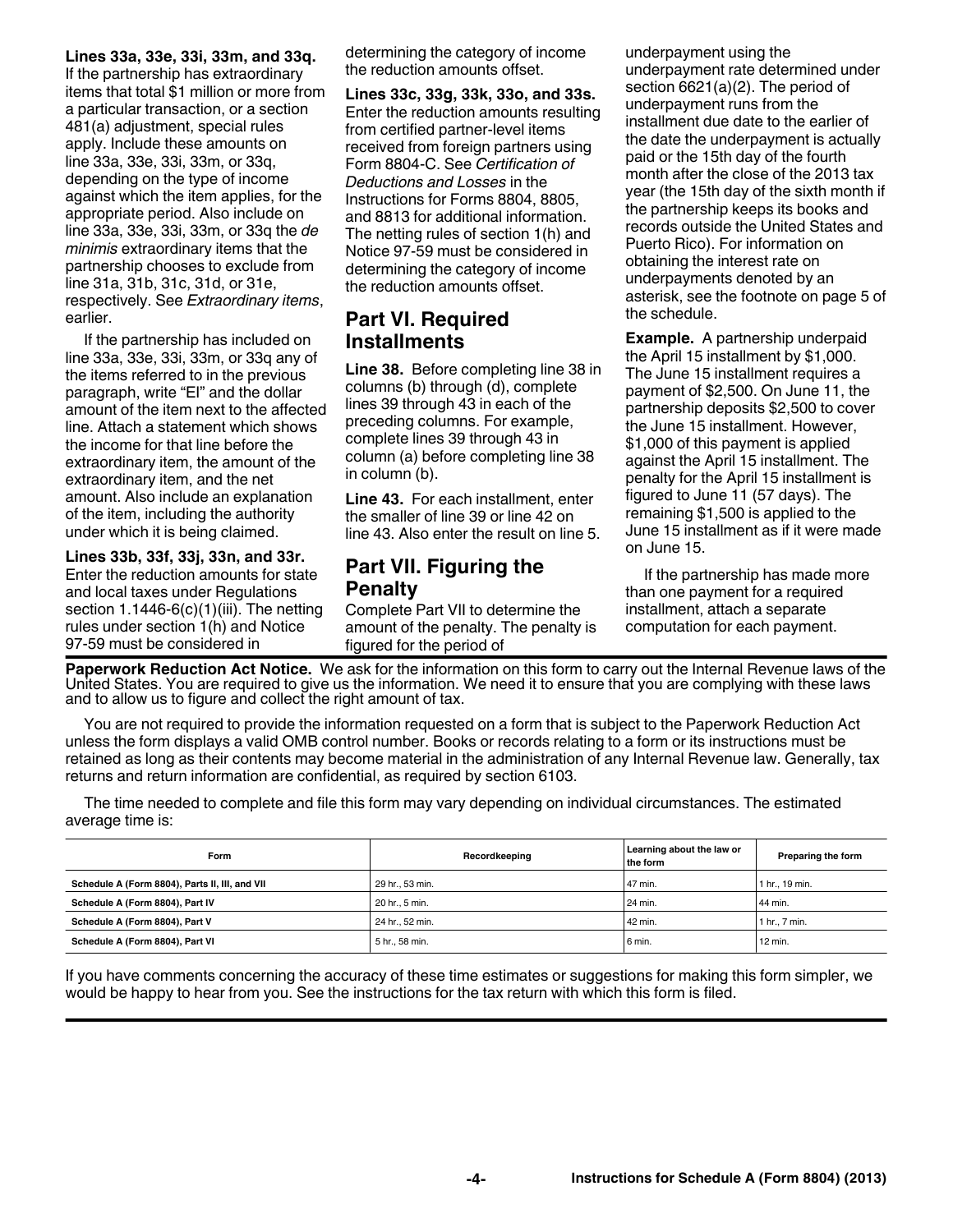**Lines 33a, 33e, 33i, 33m, and 33q.** If the partnership has extraordinary items that total $1 million or more from a particular transaction, or a section 481(a) adjustment, special rules apply. Include these amounts on line 33a, 33e, 33i, 33m, or 33q, depending on the type of income against which the item applies, for the appropriate period. Also include on line 33a, 33e, 33i, 33m, or 33q the *de minimis* extraordinary items that the partnership chooses to exclude from line 31a, 31b, 31c, 31d, or 31e, respectively. See *Extraordinary items*, earlier.

If the partnership has included on line 33a, 33e, 33i, 33m, or 33q any of the items referred to in the previous paragraph, write "EI" and the dollar amount of the item next to the affected line. Attach a statement which shows the income for that line before the extraordinary item, the amount of the extraordinary item, and the net amount. Also include an explanation of the item, including the authority under which it is being claimed.

**Lines 33b, 33f, 33j, 33n, and 33r.** Enter the reduction amounts for state and local taxes under Regulations section 1.1446-6(c)(1)(iii). The netting rules under section 1(h) and Notice 97-59 must be considered in determining the category of income the reduction amounts offset.

**Lines 33c, 33g, 33k, 33o, and 33s.** Enter the reduction amounts resulting from certified partner-level items received from foreign partners using Form 8804-C. See *Certification of Deductions and Losses* in the Instructions for Forms 8804, 8805, and 8813 for additional information. The netting rules of section 1(h) and Notice 97-59 must be considered in determining the category of income the reduction amounts offset.

## Part VI. Required Installments

**Line 38.** Before completing line 38 in columns (b) through (d), complete lines 39 through 43 in each of the preceding columns. For example, complete lines 39 through 43 in column (a) before completing line 38 in column (b).

**Line 43.** For each installment, enter the smaller of line 39 or line 42 on line 43. Also enter the result on line 5.

## Part VII. Figuring the Penalty

Complete Part VII to determine the amount of the penalty. The penalty is figured for the period of underpayment using the underpayment rate determined under section 6621(a)(2). The period of underpayment runs from the installment due date to the earlier of the date the underpayment is actually paid or the 15th day of the fourth month after the close of the 2013 tax year (the 15th day of the sixth month if the partnership keeps its books and records outside the United States and Puerto Rico). For information on obtaining the interest rate on underpayments denoted by an asterisk, see the footnote on page 5 of the schedule.

**Example.** A partnership underpaid the April 15 installment by $1,000. The June 15 installment requires a payment of $2,500. On June 11, the partnership deposits $2,500 to cover the June 15 installment. However, $1,000 of this payment is applied against the April 15 installment. The penalty for the April 15 installment is figured to June 11 (57 days). The remaining $1,500 is applied to the June 15 installment as if it were made on June 15.

If the partnership has made more than one payment for a required installment, attach a separate computation for each payment.

**Paperwork Reduction Act Notice.** We ask for the information on this form to carry out the Internal Revenue laws of the United States. You are required to give us the information. We need it to ensure that you are complying with these laws and to allow us to figure and collect the right amount of tax.

You are not required to provide the information requested on a form that is subject to the Paperwork Reduction Act unless the form displays a valid OMB control number. Books or records relating to a form or its instructions must be retained as long as their contents may become material in the administration of any Internal Revenue law. Generally, tax returns and return information are confidential, as required by section 6103.

The time needed to complete and file this form may vary depending on individual circumstances. The estimated average time is:

| Form | Recordkeeping | Learning about the law or the form | Preparing the form |
|---|---|---|---|
| Schedule A (Form 8804), Parts II, III, and VII | 29 hr., 53 min. | 47 min. | 1 hr., 19 min. |
| Schedule A (Form 8804), Part IV | 20 hr., 5 min. | 24 min. | 44 min. |
| Schedule A (Form 8804), Part V | 24 hr., 52 min. | 42 min. | 1 hr., 7 min. |
| Schedule A (Form 8804), Part VI | 5 hr., 58 min. | 6 min. | 12 min. |

If you have comments concerning the accuracy of these time estimates or suggestions for making this form simpler, we would be happy to hear from you. See the instructions for the tax return with which this form is filed.